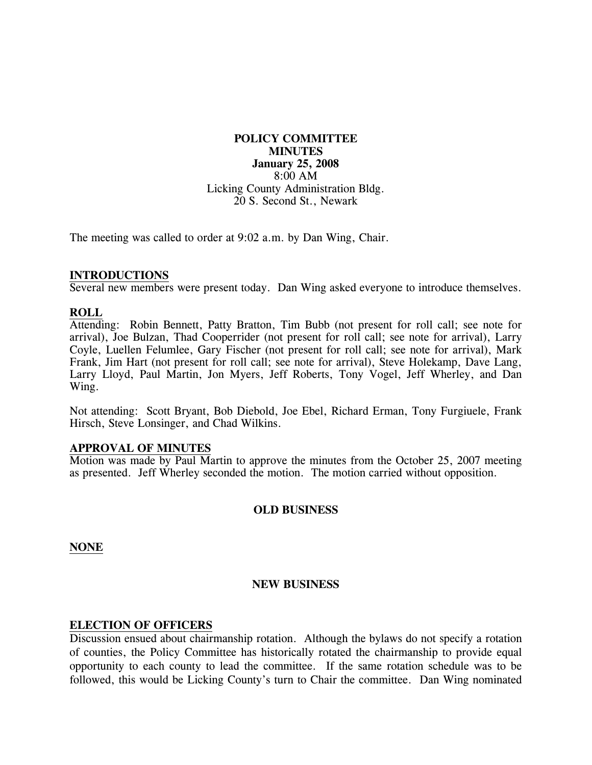**POLICY COMMITTEE**
**MINUTES**
**January 25, 2008**
8:00 AM
Licking County Administration Bldg.
20 S. Second St., Newark

The meeting was called to order at 9:02 a.m. by Dan Wing, Chair.

## INTRODUCTIONS

Several new members were present today. Dan Wing asked everyone to introduce themselves.

## ROLL

Attending: Robin Bennett, Patty Bratton, Tim Bubb (not present for roll call; see note for arrival), Joe Bulzan, Thad Cooperrider (not present for roll call; see note for arrival), Larry Coyle, Luellen Felumlee, Gary Fischer (not present for roll call; see note for arrival), Mark Frank, Jim Hart (not present for roll call; see note for arrival), Steve Holekamp, Dave Lang, Larry Lloyd, Paul Martin, Jon Myers, Jeff Roberts, Tony Vogel, Jeff Wherley, and Dan Wing.

Not attending: Scott Bryant, Bob Diebold, Joe Ebel, Richard Erman, Tony Furgiuele, Frank Hirsch, Steve Lonsinger, and Chad Wilkins.

## APPROVAL OF MINUTES

Motion was made by Paul Martin to approve the minutes from the October 25, 2007 meeting as presented. Jeff Wherley seconded the motion. The motion carried without opposition.

## OLD BUSINESS

**NONE**

## NEW BUSINESS

## ELECTION OF OFFICERS

Discussion ensued about chairmanship rotation. Although the bylaws do not specify a rotation of counties, the Policy Committee has historically rotated the chairmanship to provide equal opportunity to each county to lead the committee. If the same rotation schedule was to be followed, this would be Licking County's turn to Chair the committee. Dan Wing nominated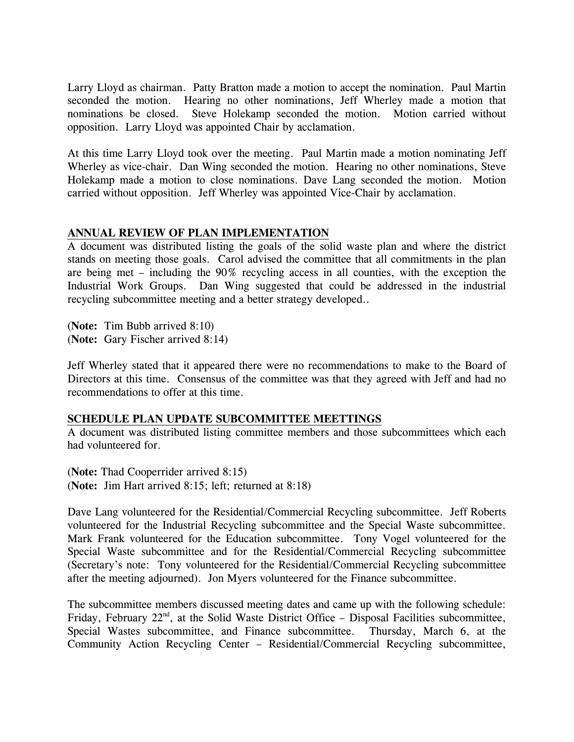Larry Lloyd as chairman. Patty Bratton made a motion to accept the nomination. Paul Martin seconded the motion. Hearing no other nominations, Jeff Wherley made a motion that nominations be closed. Steve Holekamp seconded the motion. Motion carried without opposition. Larry Lloyd was appointed Chair by acclamation.

At this time Larry Lloyd took over the meeting. Paul Martin made a motion nominating Jeff Wherley as vice-chair. Dan Wing seconded the motion. Hearing no other nominations, Steve Holekamp made a motion to close nominations. Dave Lang seconded the motion. Motion carried without opposition. Jeff Wherley was appointed Vice-Chair by acclamation.

**ANNUAL REVIEW OF PLAN IMPLEMENTATION**

A document was distributed listing the goals of the solid waste plan and where the district stands on meeting those goals. Carol advised the committee that all commitments in the plan are being met – including the 90% recycling access in all counties, with the exception the Industrial Work Groups. Dan Wing suggested that could be addressed in the industrial recycling subcommittee meeting and a better strategy developed..

(**Note:** Tim Bubb arrived 8:10)
(**Note:** Gary Fischer arrived 8:14)

Jeff Wherley stated that it appeared there were no recommendations to make to the Board of Directors at this time. Consensus of the committee was that they agreed with Jeff and had no recommendations to offer at this time.

**SCHEDULE PLAN UPDATE SUBCOMMITTEE MEETTINGS**

A document was distributed listing committee members and those subcommittees which each had volunteered for.

(**Note:** Thad Cooperrider arrived 8:15)
(**Note:** Jim Hart arrived 8:15; left; returned at 8:18)

Dave Lang volunteered for the Residential/Commercial Recycling subcommittee. Jeff Roberts volunteered for the Industrial Recycling subcommittee and the Special Waste subcommittee. Mark Frank volunteered for the Education subcommittee. Tony Vogel volunteered for the Special Waste subcommittee and for the Residential/Commercial Recycling subcommittee (Secretary's note: Tony volunteered for the Residential/Commercial Recycling subcommittee after the meeting adjourned). Jon Myers volunteered for the Finance subcommittee.

The subcommittee members discussed meeting dates and came up with the following schedule: Friday, February 22nd, at the Solid Waste District Office – Disposal Facilities subcommittee, Special Wastes subcommittee, and Finance subcommittee. Thursday, March 6, at the Community Action Recycling Center – Residential/Commercial Recycling subcommittee,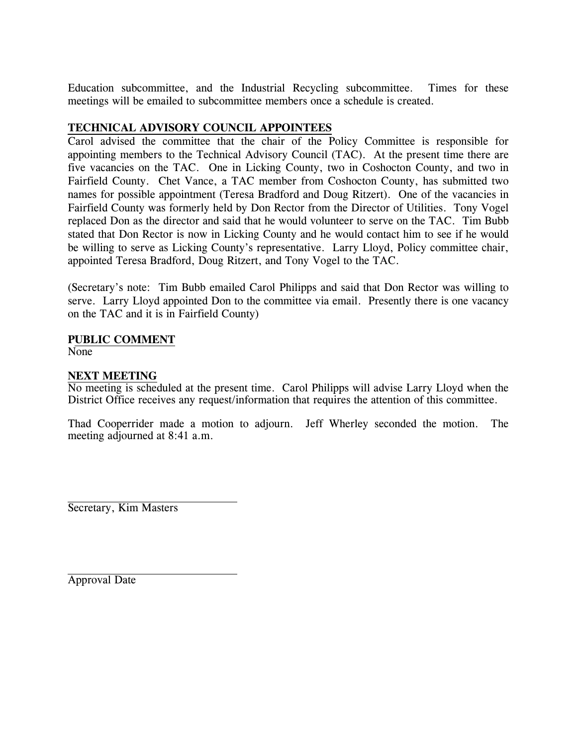Education subcommittee, and the Industrial Recycling subcommittee. Times for these meetings will be emailed to subcommittee members once a schedule is created.

**TECHNICAL ADVISORY COUNCIL APPOINTEES**

Carol advised the committee that the chair of the Policy Committee is responsible for appointing members to the Technical Advisory Council (TAC). At the present time there are five vacancies on the TAC. One in Licking County, two in Coshocton County, and two in Fairfield County. Chet Vance, a TAC member from Coshocton County, has submitted two names for possible appointment (Teresa Bradford and Doug Ritzert). One of the vacancies in Fairfield County was formerly held by Don Rector from the Director of Utilities. Tony Vogel replaced Don as the director and said that he would volunteer to serve on the TAC. Tim Bubb stated that Don Rector is now in Licking County and he would contact him to see if he would be willing to serve as Licking County's representative. Larry Lloyd, Policy committee chair, appointed Teresa Bradford, Doug Ritzert, and Tony Vogel to the TAC.

(Secretary's note: Tim Bubb emailed Carol Philipps and said that Don Rector was willing to serve. Larry Lloyd appointed Don to the committee via email. Presently there is one vacancy on the TAC and it is in Fairfield County)

**PUBLIC COMMENT**

None

**NEXT MEETING**

No meeting is scheduled at the present time. Carol Philipps will advise Larry Lloyd when the District Office receives any request/information that requires the attention of this committee.

Thad Cooperrider made a motion to adjourn. Jeff Wherley seconded the motion. The meeting adjourned at 8:41 a.m.

\_\_\_\_\_\_\_\_\_\_\_\_\_\_\_\_\_\_\_\_\_\_\_\_\_\_\_\_\_\_

Secretary, Kim Masters

\_\_\_\_\_\_\_\_\_\_\_\_\_\_\_\_\_\_\_\_\_\_\_\_\_\_\_\_\_\_

Approval Date